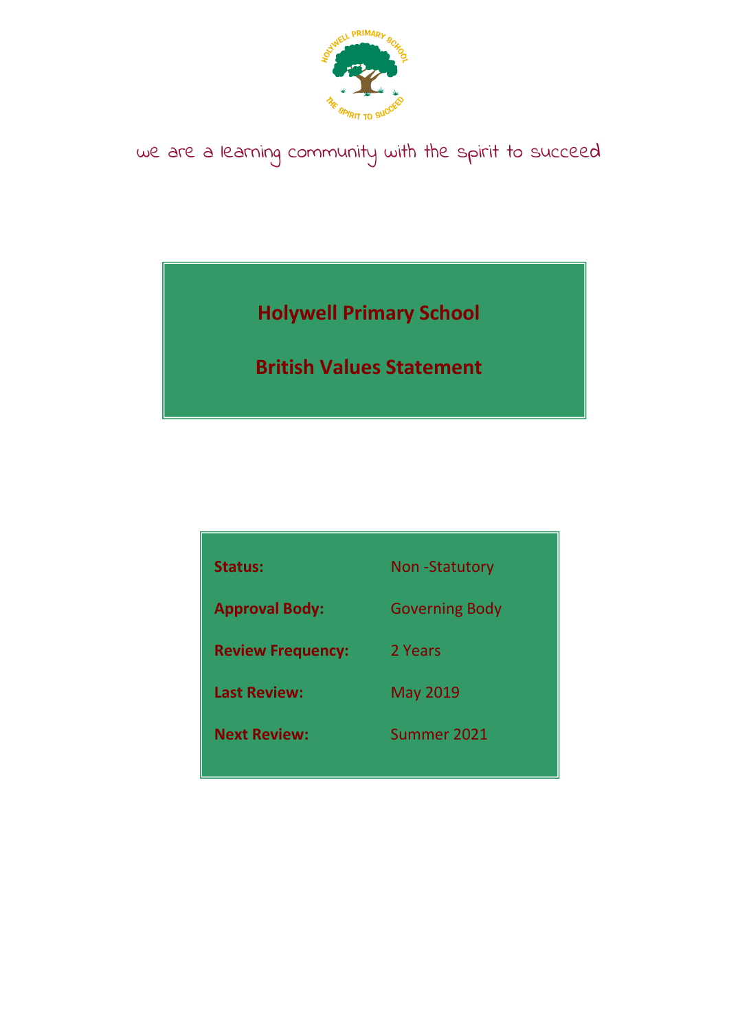we are a learning community with the spirit to succeed

# Holywell Primary School

# British Values Statement

| | |
|---|---|
| **Status:** | Non -Statutory |
| **Approval Body:** | Governing Body |
| **Review Frequency:** | 2 Years |
| **Last Review:** | May 2019 |
| **Next Review:** | Summer 2021 |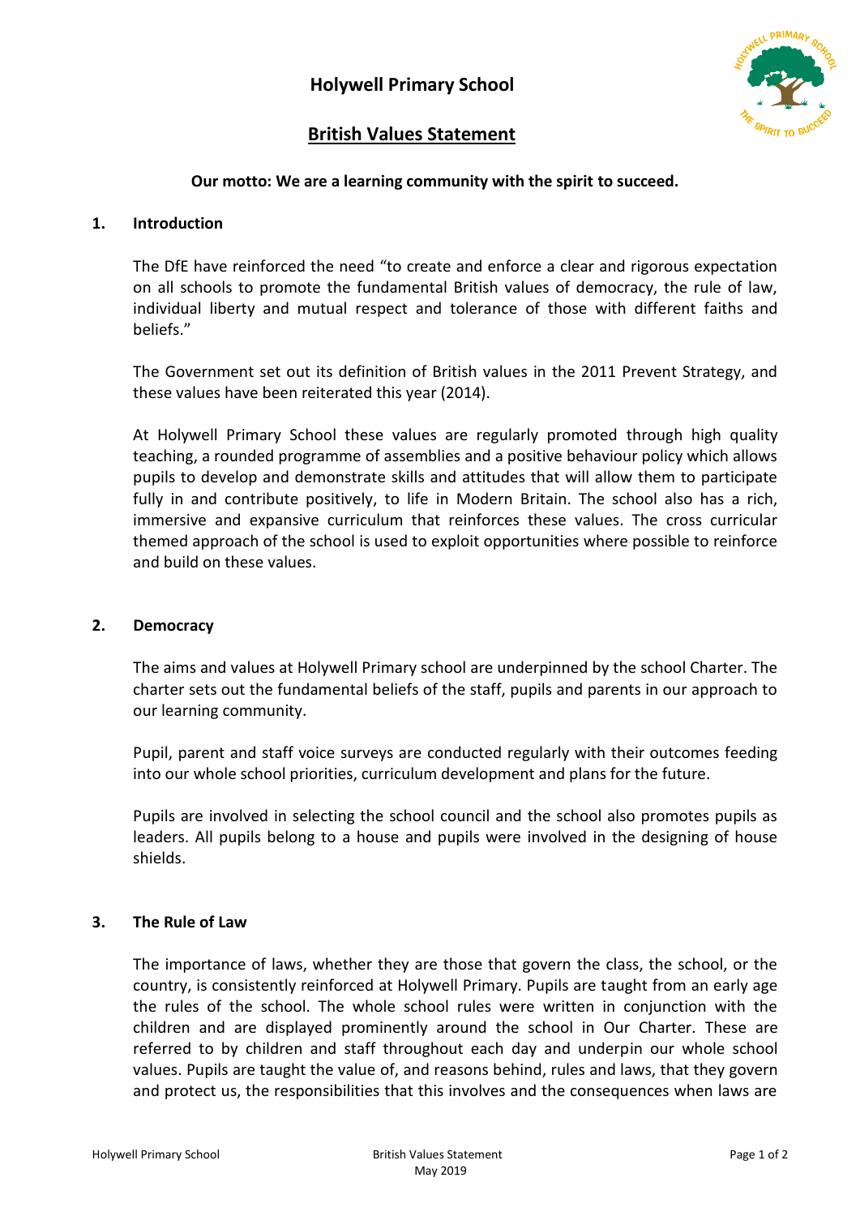# Holywell Primary School

## British Values Statement

**Our motto: We are a learning community with the spirit to succeed.**

### 1. Introduction

The DfE have reinforced the need "to create and enforce a clear and rigorous expectation on all schools to promote the fundamental British values of democracy, the rule of law, individual liberty and mutual respect and tolerance of those with different faiths and beliefs."

The Government set out its definition of British values in the 2011 Prevent Strategy, and these values have been reiterated this year (2014).

At Holywell Primary School these values are regularly promoted through high quality teaching, a rounded programme of assemblies and a positive behaviour policy which allows pupils to develop and demonstrate skills and attitudes that will allow them to participate fully in and contribute positively, to life in Modern Britain. The school also has a rich, immersive and expansive curriculum that reinforces these values. The cross curricular themed approach of the school is used to exploit opportunities where possible to reinforce and build on these values.

### 2. Democracy

The aims and values at Holywell Primary school are underpinned by the school Charter. The charter sets out the fundamental beliefs of the staff, pupils and parents in our approach to our learning community.

Pupil, parent and staff voice surveys are conducted regularly with their outcomes feeding into our whole school priorities, curriculum development and plans for the future.

Pupils are involved in selecting the school council and the school also promotes pupils as leaders. All pupils belong to a house and pupils were involved in the designing of house shields.

### 3. The Rule of Law

The importance of laws, whether they are those that govern the class, the school, or the country, is consistently reinforced at Holywell Primary. Pupils are taught from an early age the rules of the school. The whole school rules were written in conjunction with the children and are displayed prominently around the school in Our Charter. These are referred to by children and staff throughout each day and underpin our whole school values. Pupils are taught the value of, and reasons behind, rules and laws, that they govern and protect us, the responsibilities that this involves and the consequences when laws are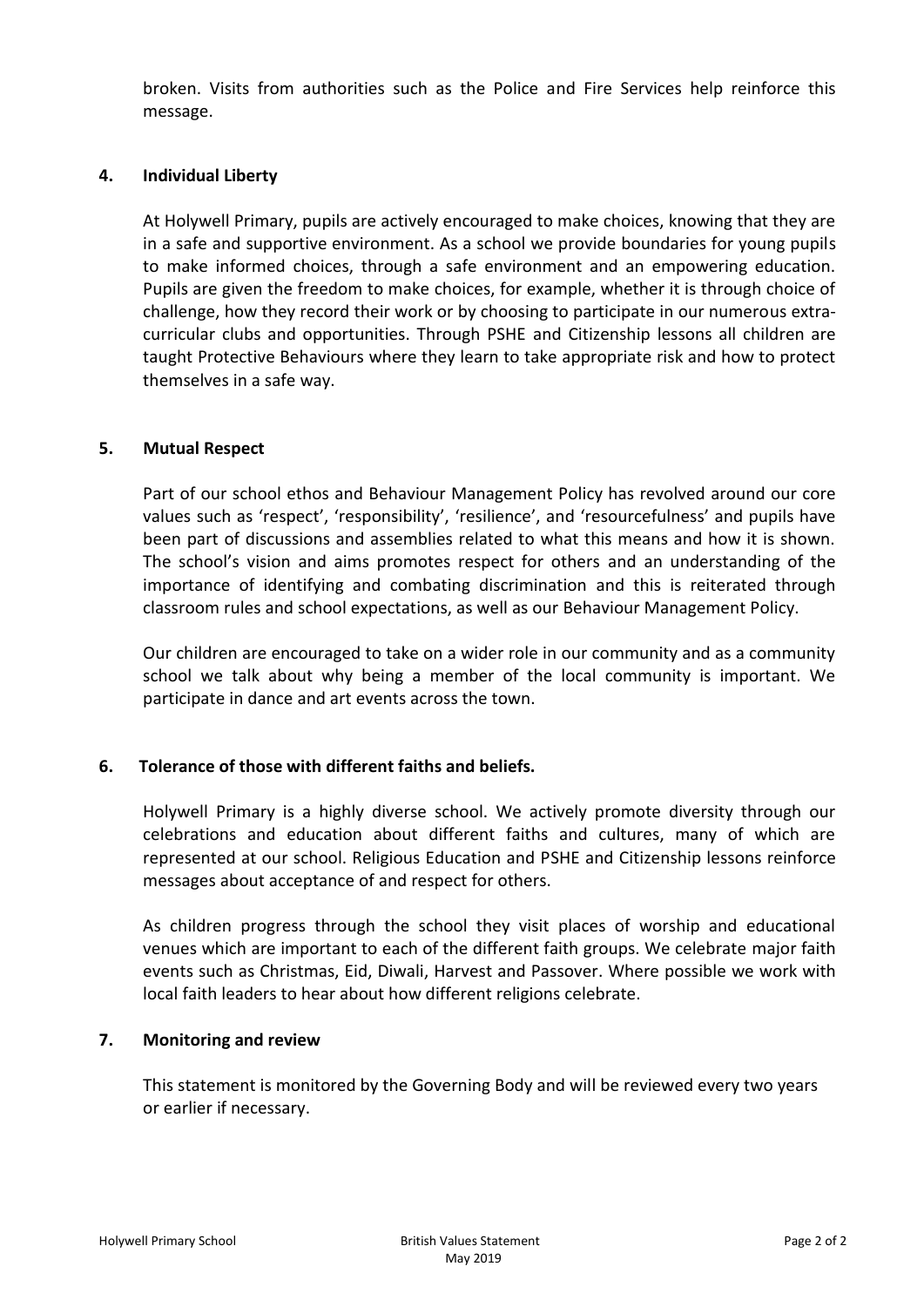broken. Visits from authorities such as the Police and Fire Services help reinforce this message.

## 4. Individual Liberty

At Holywell Primary, pupils are actively encouraged to make choices, knowing that they are in a safe and supportive environment. As a school we provide boundaries for young pupils to make informed choices, through a safe environment and an empowering education. Pupils are given the freedom to make choices, for example, whether it is through choice of challenge, how they record their work or by choosing to participate in our numerous extra-curricular clubs and opportunities. Through PSHE and Citizenship lessons all children are taught Protective Behaviours where they learn to take appropriate risk and how to protect themselves in a safe way.

## 5. Mutual Respect

Part of our school ethos and Behaviour Management Policy has revolved around our core values such as 'respect', 'responsibility', 'resilience', and 'resourcefulness' and pupils have been part of discussions and assemblies related to what this means and how it is shown. The school's vision and aims promotes respect for others and an understanding of the importance of identifying and combating discrimination and this is reiterated through classroom rules and school expectations, as well as our Behaviour Management Policy.

Our children are encouraged to take on a wider role in our community and as a community school we talk about why being a member of the local community is important. We participate in dance and art events across the town.

## 6. Tolerance of those with different faiths and beliefs.

Holywell Primary is a highly diverse school. We actively promote diversity through our celebrations and education about different faiths and cultures, many of which are represented at our school. Religious Education and PSHE and Citizenship lessons reinforce messages about acceptance of and respect for others.

As children progress through the school they visit places of worship and educational venues which are important to each of the different faith groups. We celebrate major faith events such as Christmas, Eid, Diwali, Harvest and Passover. Where possible we work with local faith leaders to hear about how different religions celebrate.

## 7. Monitoring and review

This statement is monitored by the Governing Body and will be reviewed every two years or earlier if necessary.